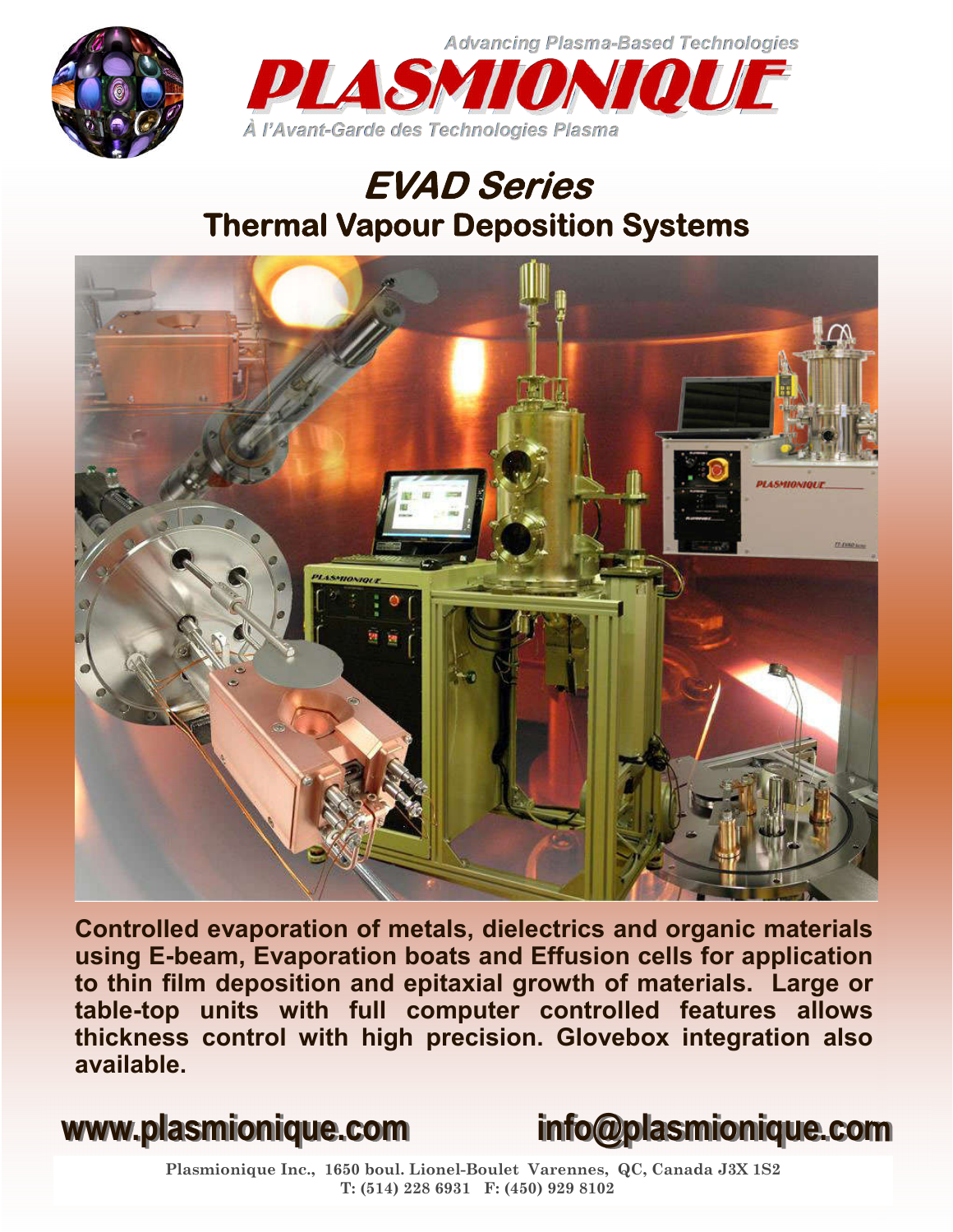Advancing Plasma-Based Technologies

# PLASMIONIQUE

À l'Avant-Garde des Technologies Plasma

# EVAD Series

## Thermal Vapour Deposition Systems

**Controlled evaporation of metals, dielectrics and organic materials using E-beam, Evaporation boats and Effusion cells for application to thin film deposition and epitaxial growth of materials. Large or table-top units with full computer controlled features allows thickness control with high precision. Glovebox integration also available.**

**www.plasmionique.com** **info@plasmionique.com**

Plasmionique Inc., 1650 boul. Lionel-Boulet Varennes, QC, Canada J3X 1S2
T: (514) 228 6931 F: (450) 929 8102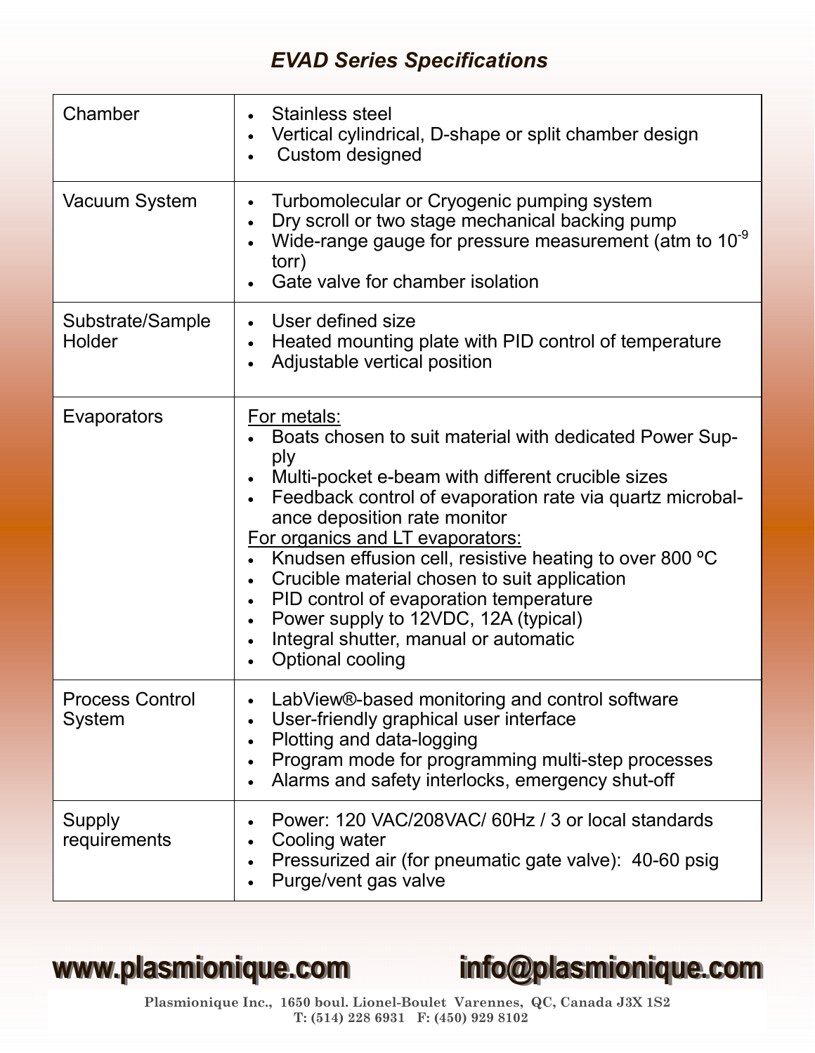## *EVAD Series Specifications*

| | |
|---|---|
| Chamber | • Stainless steel<br>• Vertical cylindrical, D-shape or split chamber design<br>• Custom designed |
| Vacuum System | • Turbomolecular or Cryogenic pumping system<br>• Dry scroll or two stage mechanical backing pump<br>• Wide-range gauge for pressure measurement (atm to $10^{-9}$ torr)<br>• Gate valve for chamber isolation |
| Substrate/Sample Holder | • User defined size<br>• Heated mounting plate with PID control of temperature<br>• Adjustable vertical position |
| Evaporators | For metals:<br>• Boats chosen to suit material with dedicated Power Supply<br>• Multi-pocket e-beam with different crucible sizes<br>• Feedback control of evaporation rate via quartz microbalance deposition rate monitor<br>For organics and LT evaporators:<br>• Knudsen effusion cell, resistive heating to over 800 ºC<br>• Crucible material chosen to suit application<br>• PID control of evaporation temperature<br>• Power supply to 12VDC, 12A (typical)<br>• Integral shutter, manual or automatic<br>• Optional cooling |
| Process Control System | • LabView®-based monitoring and control software<br>• User-friendly graphical user interface<br>• Plotting and data-logging<br>• Program mode for programming multi-step processes<br>• Alarms and safety interlocks, emergency shut-off |
| Supply requirements | • Power: 120 VAC/208VAC/ 60Hz / 3 or local standards<br>• Cooling water<br>• Pressurized air (for pneumatic gate valve): 40-60 psig<br>• Purge/vent gas valve |

**www.plasmionique.com** **info@plasmionique.com**

**Plasmionique Inc., 1650 boul. Lionel-Boulet Varennes, QC, Canada J3X 1S2**
**T: (514) 228 6931 F: (450) 929 8102**